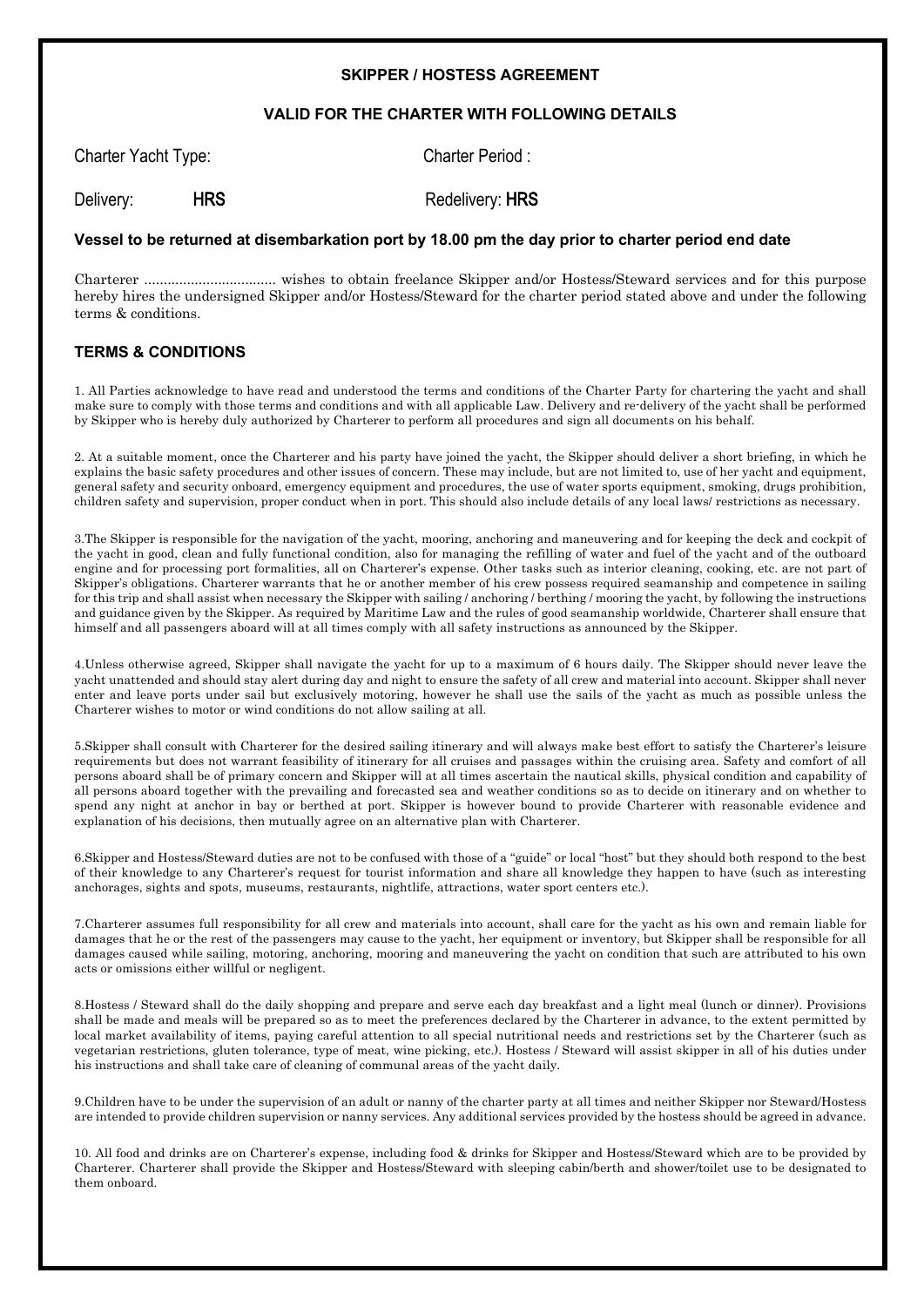**SKIPPER / HOSTESS AGREEMENT**

**VALID FOR THE CHARTER WITH FOLLOWING DETAILS**

Charter Yacht Type: Charter Period :

Delivery: **HRS** Redelivery: **HRS**

**Vessel to be returned at disembarkation port by 18.00 pm the day prior to charter period end date**

Charter .................................. wishes to obtain freelance Skipper and/or Hostess/Steward services and for this purpose hereby hires the undersigned Skipper and/or Hostess/Steward for the charter period stated above and under the following terms & conditions.

## TERMS & CONDITIONS

1. All Parties acknowledge to have read and understood the terms and conditions of the Charter Party for chartering the yacht and shall make sure to comply with those terms and conditions and with all applicable Law. Delivery and re-delivery of the yacht shall be performed by Skipper who is hereby duly authorized by Charterer to perform all procedures and sign all documents on his behalf.

2. At a suitable moment, once the Charterer and his party have joined the yacht, the Skipper should deliver a short briefing, in which he explains the basic safety procedures and other issues of concern. These may include, but are not limited to, use of her yacht and equipment, general safety and security onboard, emergency equipment and procedures, the use of water sports equipment, smoking, drugs prohibition, children safety and supervision, proper conduct when in port. This should also include details of any local laws/ restrictions as necessary.

3.The Skipper is responsible for the navigation of the yacht, mooring, anchoring and maneuvering and for keeping the deck and cockpit of the yacht in good, clean and fully functional condition, also for managing the refilling of water and fuel of the yacht and of the outboard engine and for processing port formalities, all on Charterer's expense. Other tasks such as interior cleaning, cooking, etc. are not part of Skipper's obligations. Charterer warrants that he or another member of his crew possess required seamanship and competence in sailing for this trip and shall assist when necessary the Skipper with sailing / anchoring / berthing / mooring the yacht, by following the instructions and guidance given by the Skipper. As required by Maritime Law and the rules of good seamanship worldwide, Charterer shall ensure that himself and all passengers aboard will at all times comply with all safety instructions as announced by the Skipper.

4.Unless otherwise agreed, Skipper shall navigate the yacht for up to a maximum of 6 hours daily. The Skipper should never leave the yacht unattended and should stay alert during day and night to ensure the safety of all crew and material into account. Skipper shall never enter and leave ports under sail but exclusively motoring, however he shall use the sails of the yacht as much as possible unless the Charterer wishes to motor or wind conditions do not allow sailing at all.

5.Skipper shall consult with Charterer for the desired sailing itinerary and will always make best effort to satisfy the Charterer's leisure requirements but does not warrant feasibility of itinerary for all cruises and passages within the cruising area. Safety and comfort of all persons aboard shall be of primary concern and Skipper will at all times ascertain the nautical skills, physical condition and capability of all persons aboard together with the prevailing and forecasted sea and weather conditions so as to decide on itinerary and on whether to spend any night at anchor in bay or berthed at port. Skipper is however bound to provide Charterer with reasonable evidence and explanation of his decisions, then mutually agree on an alternative plan with Charterer.

6.Skipper and Hostess/Steward duties are not to be confused with those of a "guide" or local "host" but they should both respond to the best of their knowledge to any Charterer's request for tourist information and share all knowledge they happen to have (such as interesting anchorages, sights and spots, museums, restaurants, nightlife, attractions, water sport centers etc.).

7.Charterer assumes full responsibility for all crew and materials into account, shall care for the yacht as his own and remain liable for damages that he or the rest of the passengers may cause to the yacht, her equipment or inventory, but Skipper shall be responsible for all damages caused while sailing, motoring, anchoring, mooring and maneuvering the yacht on condition that such are attributed to his own acts or omissions either willful or negligent.

8.Hostess / Steward shall do the daily shopping and prepare and serve each day breakfast and a light meal (lunch or dinner). Provisions shall be made and meals will be prepared so as to meet the preferences declared by the Charterer in advance, to the extent permitted by local market availability of items, paying careful attention to all special nutritional needs and restrictions set by the Charterer (such as vegetarian restrictions, gluten tolerance, type of meat, wine picking, etc.). Hostess / Steward will assist skipper in all of his duties under his instructions and shall take care of cleaning of communal areas of the yacht daily.

9.Children have to be under the supervision of an adult or nanny of the charter party at all times and neither Skipper nor Steward/Hostess are intended to provide children supervision or nanny services. Any additional services provided by the hostess should be agreed in advance.

10. All food and drinks are on Charterer's expense, including food & drinks for Skipper and Hostess/Steward which are to be provided by Charterer. Charterer shall provide the Skipper and Hostess/Steward with sleeping cabin/berth and shower/toilet use to be designated to them onboard.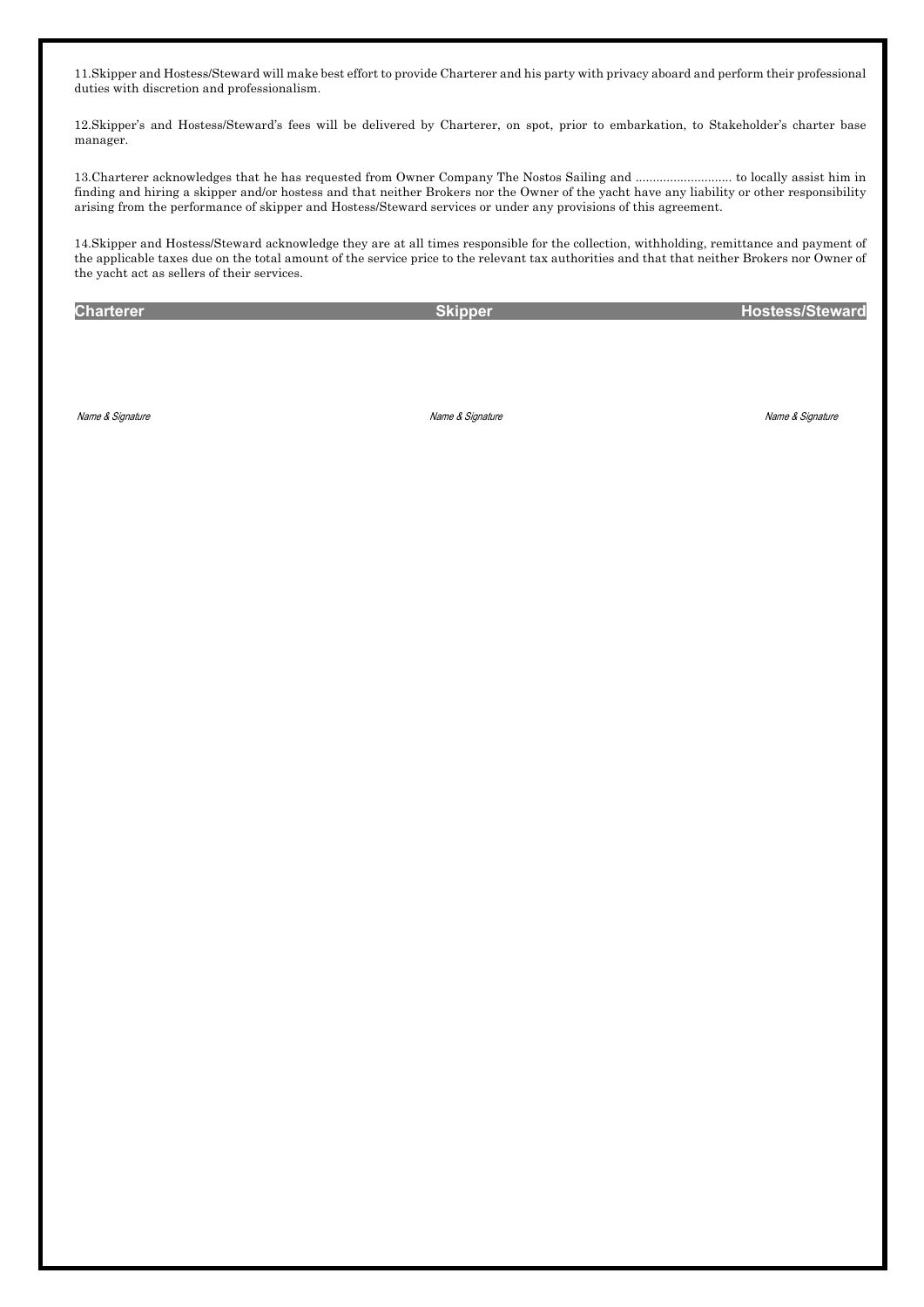11.Skipper and Hostess/Steward will make best effort to provide Charterer and his party with privacy aboard and perform their professional duties with discretion and professionalism.

12.Skipper's and Hostess/Steward's fees will be delivered by Charterer, on spot, prior to embarkation, to Stakeholder's charter base manager.

13.Charterer acknowledges that he has requested from Owner Company The Nostos Sailing and ............................ to locally assist him in finding and hiring a skipper and/or hostess and that neither Brokers nor the Owner of the yacht have any liability or other responsibility arising from the performance of skipper and Hostess/Steward services or under any provisions of this agreement.

14.Skipper and Hostess/Steward acknowledge they are at all times responsible for the collection, withholding, remittance and payment of the applicable taxes due on the total amount of the service price to the relevant tax authorities and that that neither Brokers nor Owner of the yacht act as sellers of their services.

| Charterer | Skipper | Hostess/Steward |
| --- | --- | --- |
| | | |
| *Name & Signature* | *Name & Signature* | *Name & Signature* |